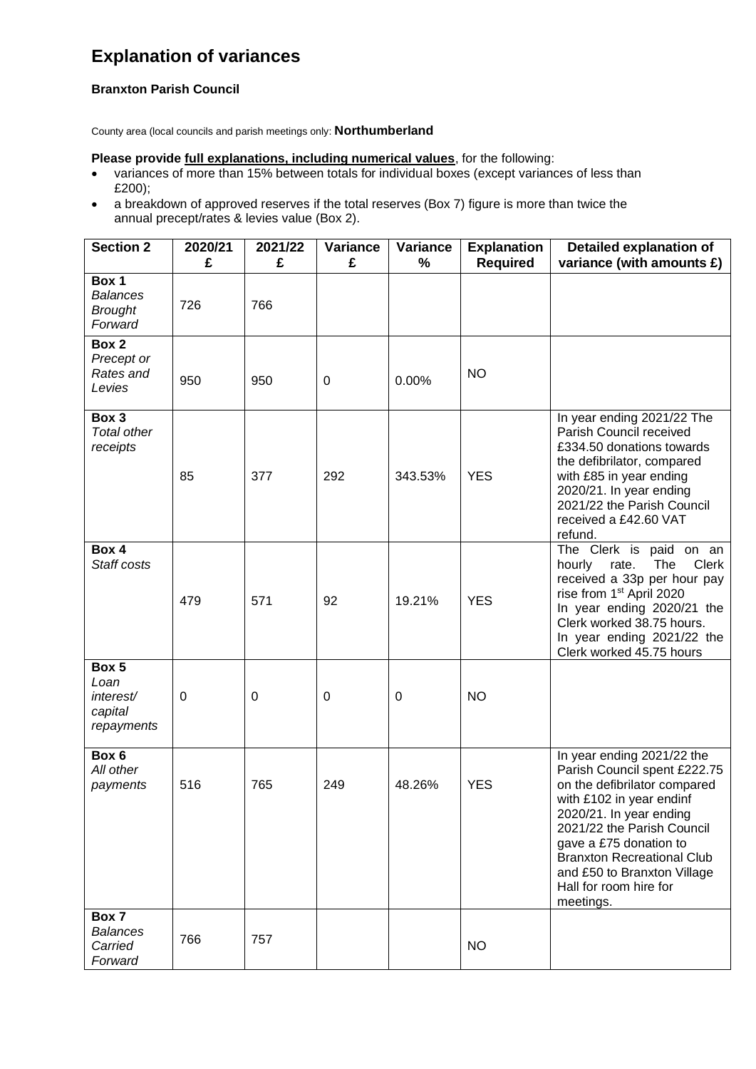# Explanation of variances

**Branxton Parish Council**

County area (local councils and parish meetings only: **Northumberland**

**Please provide full explanations, including numerical values**, for the following:

- variances of more than 15% between totals for individual boxes (except variances of less than £200);
- a breakdown of approved reserves if the total reserves (Box 7) figure is more than twice the annual precept/rates & levies value (Box 2).

| Section 2 | 2020/21 £ | 2021/22 £ | Variance £ | Variance % | Explanation Required | Detailed explanation of variance (with amounts £) |
|---|---|---|---|---|---|---|
| **Box 1** *Balances Brought Forward* | 726 | 766 | | | | |
| **Box 2** *Precept or Rates and Levies* | 950 | 950 | 0 | 0.00% | NO | |
| **Box 3** *Total other receipts* | 85 | 377 | 292 | 343.53% | YES | In year ending 2021/22 The Parish Council received £334.50 donations towards the defibrilator, compared with £85 in year ending 2020/21. In year ending 2021/22 the Parish Council received a £42.60 VAT refund. |
| **Box 4** *Staff costs* | 479 | 571 | 92 | 19.21% | YES | The Clerk is paid on an hourly rate. The Clerk received a 33p per hour pay rise from 1st April 2020 In year ending 2020/21 the Clerk worked 38.75 hours. In year ending 2021/22 the Clerk worked 45.75 hours |
| **Box 5** *Loan interest/ capital repayments* | 0 | 0 | 0 | 0 | NO | |
| **Box 6** *All other payments* | 516 | 765 | 249 | 48.26% | YES | In year ending 2021/22 the Parish Council spent £222.75 on the defibrilator compared with £102 in year endinf 2020/21. In year ending 2021/22 the Parish Council gave a £75 donation to Branxton Recreational Club and £50 to Branxton Village Hall for room hire for meetings. |
| **Box 7** *Balances Carried Forward* | 766 | 757 | | | NO | |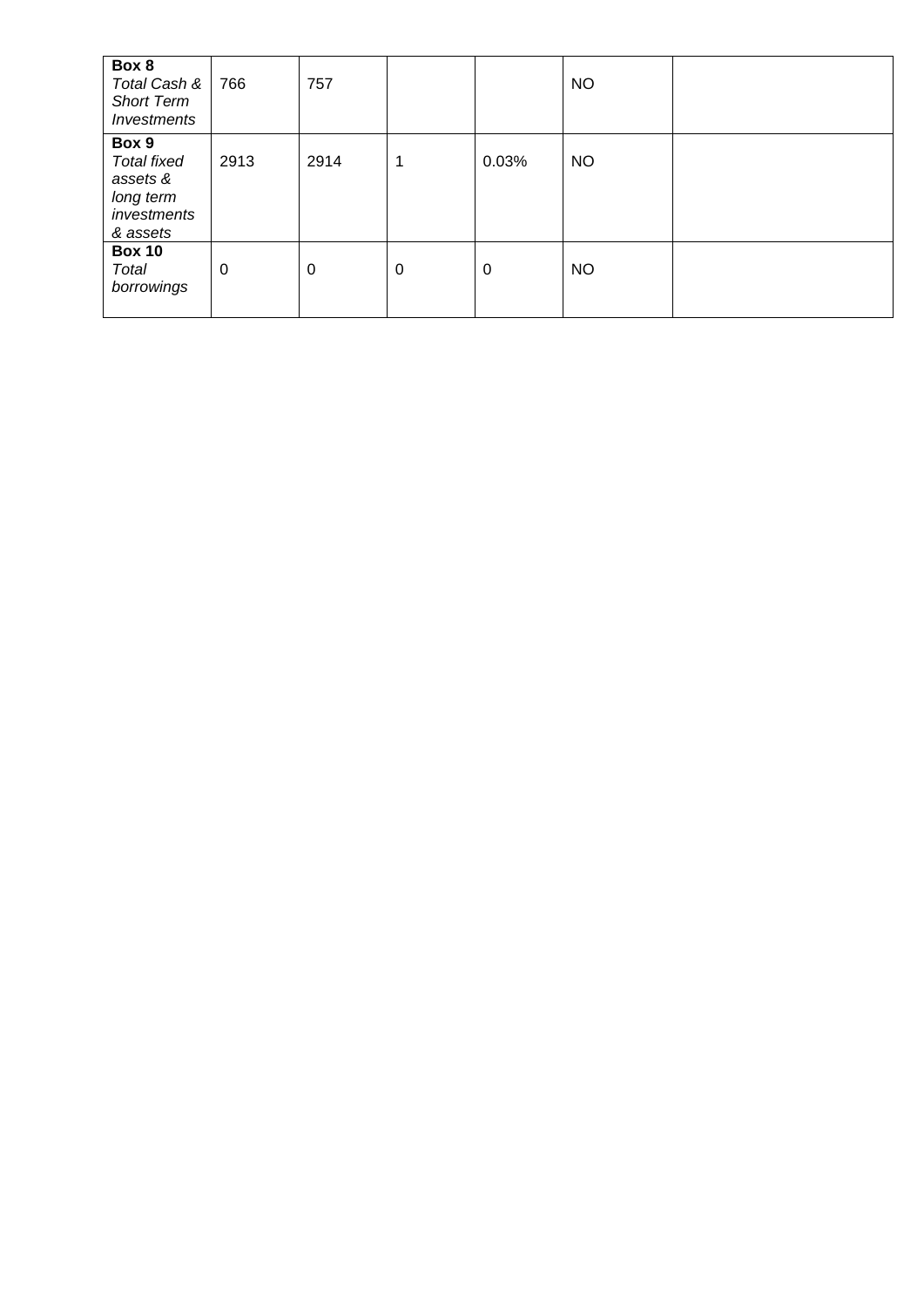| | | | | | | |
|---|---|---|---|---|---|---|
| **Box 8** *Total Cash & Short Term Investments* | 766 | 757 | | | NO | |
| **Box 9** *Total fixed assets & long term investments & assets* | 2913 | 2914 | 1 | 0.03% | NO | |
| **Box 10** *Total borrowings* | 0 | 0 | 0 | 0 | NO | |